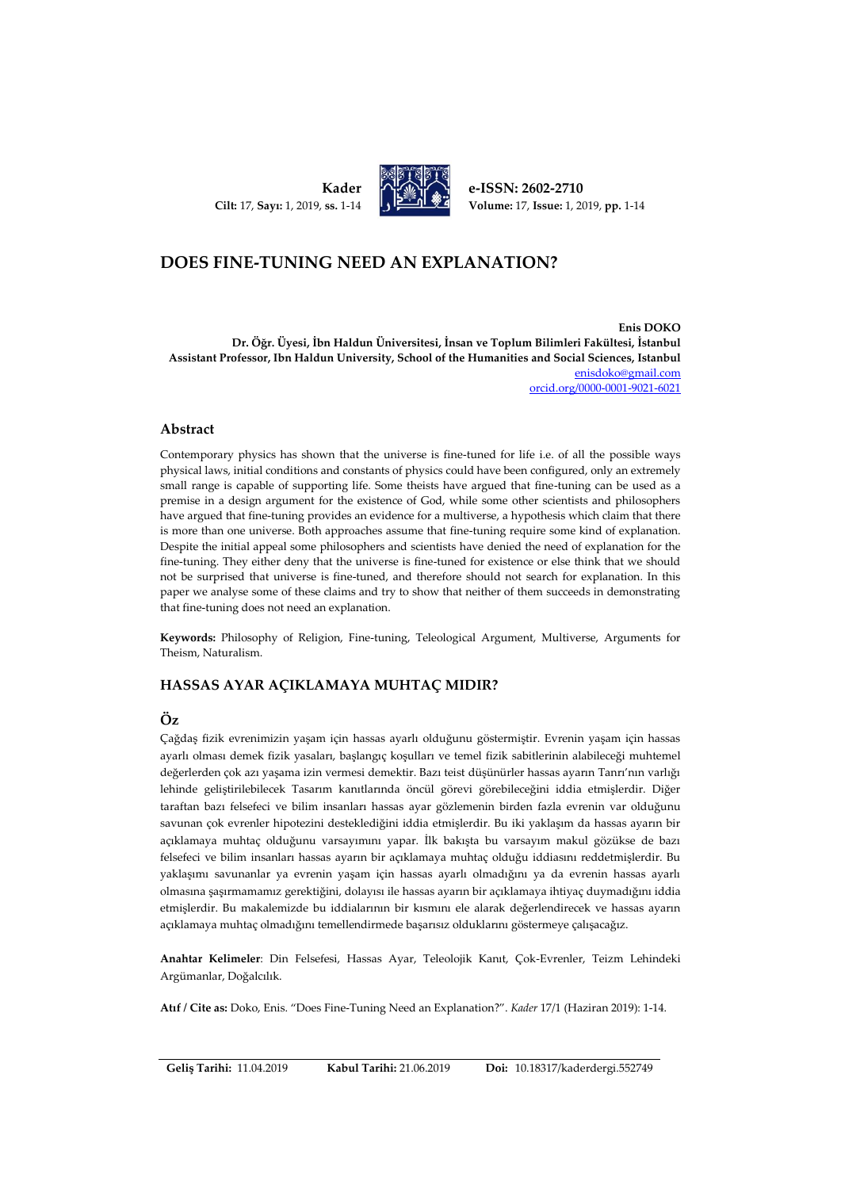**Kader**
**Cilt:** 17, **Sayı:** 1, 2019, **ss.** 1-14

**e-ISSN: 2602-2710**
**Volume:** 17, **Issue:** 1, 2019, **pp.** 1-14

# DOES FINE-TUNING NEED AN EXPLANATION?

**Enis DOKO**
**Dr. Öğr. Üyesi, İbn Haldun Üniversitesi, İnsan ve Toplum Bilimleri Fakültesi, İstanbul**
**Assistant Professor, Ibn Haldun University, School of the Humanities and Social Sciences, Istanbul**
enisdoko@gmail.com
orcid.org/0000-0001-9021-6021

## Abstract

Contemporary physics has shown that the universe is fine-tuned for life i.e. of all the possible ways physical laws, initial conditions and constants of physics could have been configured, only an extremely small range is capable of supporting life. Some theists have argued that fine-tuning can be used as a premise in a design argument for the existence of God, while some other scientists and philosophers have argued that fine-tuning provides an evidence for a multiverse, a hypothesis which claim that there is more than one universe. Both approaches assume that fine-tuning require some kind of explanation. Despite the initial appeal some philosophers and scientists have denied the need of explanation for the fine-tuning. They either deny that the universe is fine-tuned for existence or else think that we should not be surprised that universe is fine-tuned, and therefore should not search for explanation. In this paper we analyse some of these claims and try to show that neither of them succeeds in demonstrating that fine-tuning does not need an explanation.

**Keywords:** Philosophy of Religion, Fine-tuning, Teleological Argument, Multiverse, Arguments for Theism, Naturalism.

## HASSAS AYAR AÇIKLAMAYA MUHTAÇ MIDIR?

## Öz

Çağdaş fizik evrenimizin yaşam için hassas ayarlı olduğunu göstermiştir. Evrenin yaşam için hassas ayarlı olması demek fizik yasaları, başlangıç koşulları ve temel fizik sabitlerinin alabileceği muhtemel değerlerden çok azı yaşama izin vermesi demektir. Bazı teist düşünürler hassas ayarın Tanrı'nın varlığı lehinde geliştirilebilecek Tasarım kanıtlarında öncül görevi görebileceğini iddia etmişlerdir. Diğer taraftan bazı felsefeci ve bilim insanları hassas ayar gözlemenin birden fazla evrenin var olduğunu savunan çok evrenler hipotezini desteklediğini iddia etmişlerdir. Bu iki yaklaşım da hassas ayarın bir açıklamaya muhtaç olduğunu varsayımını yapar. İlk bakışta bu varsayım makul gözükse de bazı felsefeci ve bilim insanları hassas ayarın bir açıklamaya muhtaç olduğu iddiasını reddetmişlerdir. Bu yaklaşımı savunanlar ya evrenin yaşam için hassas ayarlı olmadığını ya da evrenin hassas ayarlı olmasına şaşırmamamız gerektiğini, dolayısı ile hassas ayarın bir açıklamaya ihtiyaç duymadığını iddia etmişlerdir. Bu makalemizde bu iddialarının bir kısmını ele alarak değerlendirecek ve hassas ayarın açıklamaya muhtaç olmadığını temellendirmede başarısız olduklarını göstermeye çalışacağız.

**Anahtar Kelimeler**: Din Felsefesi, Hassas Ayar, Teleolojik Kanıt, Çok-Evrenler, Teizm Lehindeki Argümanlar, Doğalcılık.

**Atıf / Cite as:** Doko, Enis. "Does Fine-Tuning Need an Explanation?". *Kader* 17/1 (Haziran 2019): 1-14.

**Geliş Tarihi:** 11.04.2019 **Kabul Tarihi:** 21.06.2019 **Doi:** 10.18317/kaderdergi.552749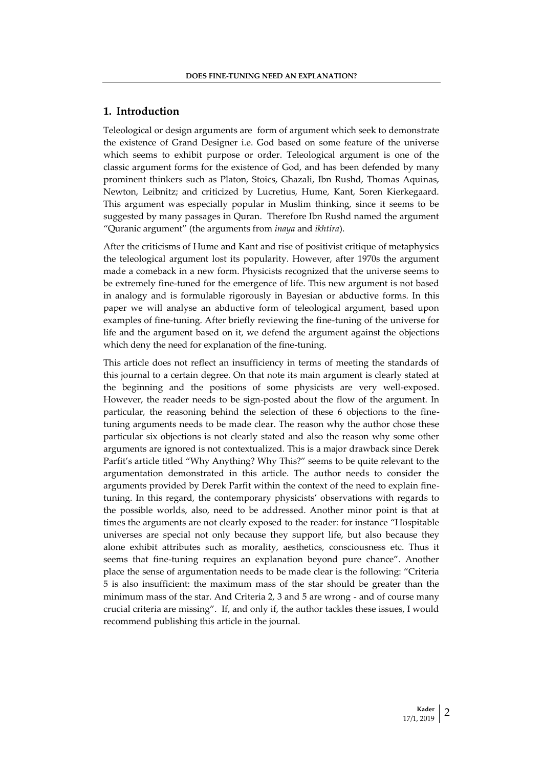## 1. Introduction

Teleological or design arguments are form of argument which seek to demonstrate the existence of Grand Designer i.e. God based on some feature of the universe which seems to exhibit purpose or order. Teleological argument is one of the classic argument forms for the existence of God, and has been defended by many prominent thinkers such as Platon, Stoics, Ghazali, Ibn Rushd, Thomas Aquinas, Newton, Leibnitz; and criticized by Lucretius, Hume, Kant, Soren Kierkegaard. This argument was especially popular in Muslim thinking, since it seems to be suggested by many passages in Quran. Therefore Ibn Rushd named the argument "Quranic argument" (the arguments from *inaya* and *ikhtira*).

After the criticisms of Hume and Kant and rise of positivist critique of metaphysics the teleological argument lost its popularity. However, after 1970s the argument made a comeback in a new form. Physicists recognized that the universe seems to be extremely fine-tuned for the emergence of life. This new argument is not based in analogy and is formulable rigorously in Bayesian or abductive forms. In this paper we will analyse an abductive form of teleological argument, based upon examples of fine-tuning. After briefly reviewing the fine-tuning of the universe for life and the argument based on it, we defend the argument against the objections which deny the need for explanation of the fine-tuning.

This article does not reflect an insufficiency in terms of meeting the standards of this journal to a certain degree. On that note its main argument is clearly stated at the beginning and the positions of some physicists are very well-exposed. However, the reader needs to be sign-posted about the flow of the argument. In particular, the reasoning behind the selection of these 6 objections to the fine-tuning arguments needs to be made clear. The reason why the author chose these particular six objections is not clearly stated and also the reason why some other arguments are ignored is not contextualized. This is a major drawback since Derek Parfit's article titled "Why Anything? Why This?" seems to be quite relevant to the argumentation demonstrated in this article. The author needs to consider the arguments provided by Derek Parfit within the context of the need to explain fine-tuning. In this regard, the contemporary physicists' observations with regards to the possible worlds, also, need to be addressed. Another minor point is that at times the arguments are not clearly exposed to the reader: for instance "Hospitable universes are special not only because they support life, but also because they alone exhibit attributes such as morality, aesthetics, consciousness etc. Thus it seems that fine-tuning requires an explanation beyond pure chance". Another place the sense of argumentation needs to be made clear is the following: "Criteria 5 is also insufficient: the maximum mass of the star should be greater than the minimum mass of the star. And Criteria 2, 3 and 5 are wrong - and of course many crucial criteria are missing". If, and only if, the author tackles these issues, I would recommend publishing this article in the journal.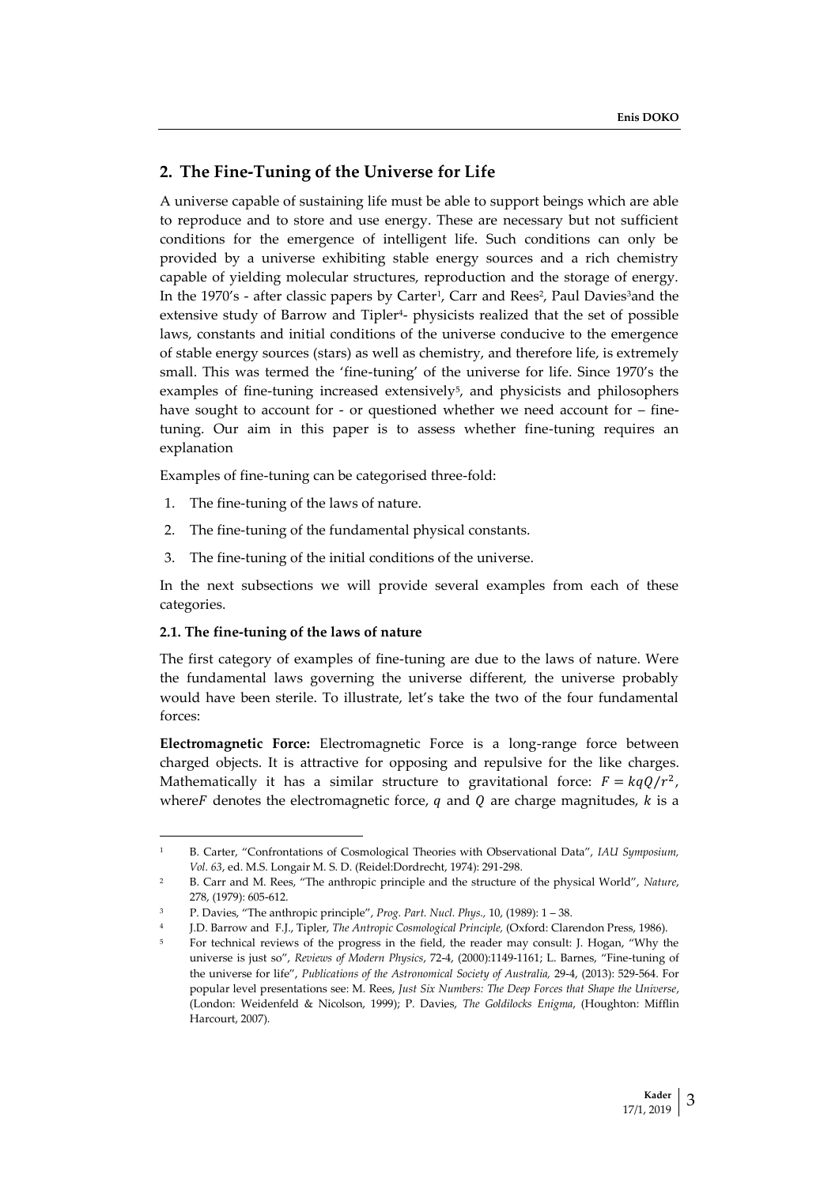## 2. The Fine-Tuning of the Universe for Life

A universe capable of sustaining life must be able to support beings which are able to reproduce and to store and use energy. These are necessary but not sufficient conditions for the emergence of intelligent life. Such conditions can only be provided by a universe exhibiting stable energy sources and a rich chemistry capable of yielding molecular structures, reproduction and the storage of energy. In the 1970's - after classic papers by Carter[1], Carr and Rees[2], Paul Davies[3]and the extensive study of Barrow and Tipler[4]- physicists realized that the set of possible laws, constants and initial conditions of the universe conducive to the emergence of stable energy sources (stars) as well as chemistry, and therefore life, is extremely small. This was termed the 'fine-tuning' of the universe for life. Since 1970's the examples of fine-tuning increased extensively[5], and physicists and philosophers have sought to account for - or questioned whether we need account for – fine-tuning. Our aim in this paper is to assess whether fine-tuning requires an explanation

Examples of fine-tuning can be categorised three-fold:

1. The fine-tuning of the laws of nature.
2. The fine-tuning of the fundamental physical constants.
3. The fine-tuning of the initial conditions of the universe.

In the next subsections we will provide several examples from each of these categories.

### 2.1. The fine-tuning of the laws of nature

The first category of examples of fine-tuning are due to the laws of nature. Were the fundamental laws governing the universe different, the universe probably would have been sterile. To illustrate, let's take the two of the four fundamental forces:

**Electromagnetic Force:** Electromagnetic Force is a long-range force between charged objects. It is attractive for opposing and repulsive for the like charges. Mathematically it has a similar structure to gravitational force: $F = kqQ/r^2$, where$F$ denotes the electromagnetic force, $q$ and $Q$ are charge magnitudes, $k$ is a

---

[1] B. Carter, "Confrontations of Cosmological Theories with Observational Data", *IAU Symposium, Vol. 63*, ed. M.S. Longair M. S. D. (Reidel:Dordrecht, 1974): 291-298.

[2] B. Carr and M. Rees, "The anthropic principle and the structure of the physical World", *Nature*, 278, (1979): 605-612.

[3] P. Davies, "The anthropic principle", *Prog. Part. Nucl. Phys.*, 10, (1989): 1 – 38.

[4] J.D. Barrow and F.J., Tipler, *The Antropic Cosmological Principle,* (Oxford: Clarendon Press, 1986).

[5] For technical reviews of the progress in the field, the reader may consult: J. Hogan, "Why the universe is just so", *Reviews of Modern Physics*, 72-4, (2000):1149-1161; L. Barnes, "Fine-tuning of the universe for life", *Publications of the Astronomical Society of Australia,* 29-4, (2013): 529-564. For popular level presentations see: M. Rees, *Just Six Numbers: The Deep Forces that Shape the Universe*, (London: Weidenfeld & Nicolson, 1999); P. Davies, *The Goldilocks Enigma*, (Houghton: Mifflin Harcourt, 2007).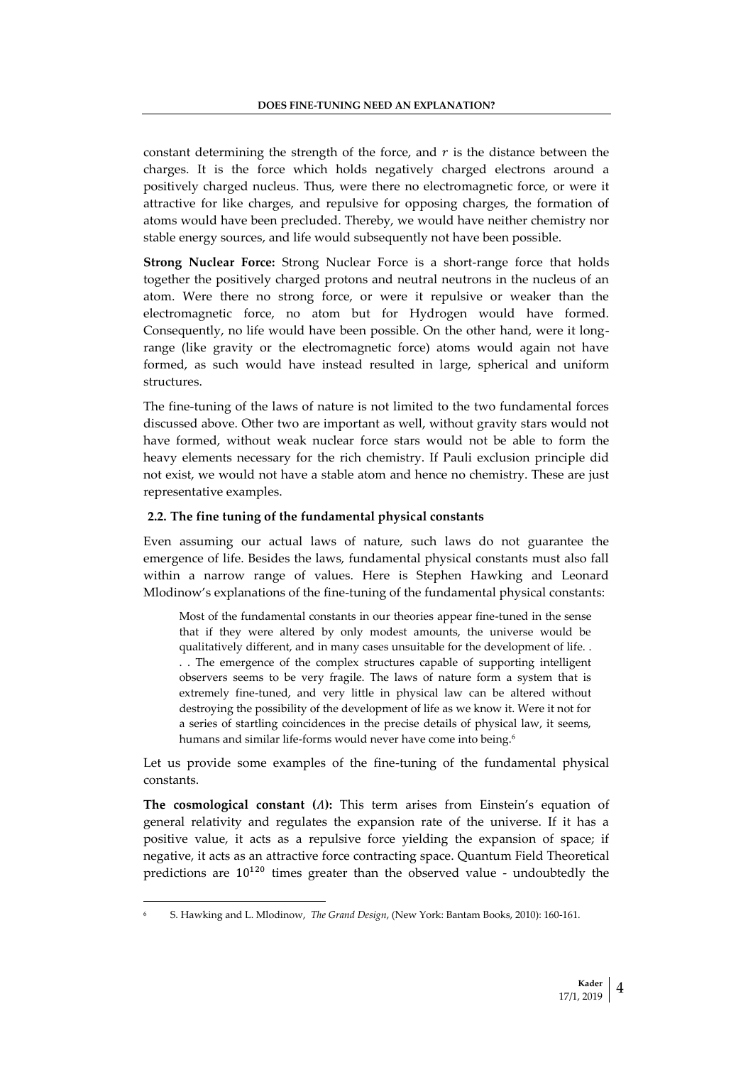constant determining the strength of the force, and $r$ is the distance between the charges. It is the force which holds negatively charged electrons around a positively charged nucleus. Thus, were there no electromagnetic force, or were it attractive for like charges, and repulsive for opposing charges, the formation of atoms would have been precluded. Thereby, we would have neither chemistry nor stable energy sources, and life would subsequently not have been possible.

**Strong Nuclear Force:** Strong Nuclear Force is a short-range force that holds together the positively charged protons and neutral neutrons in the nucleus of an atom. Were there no strong force, or were it repulsive or weaker than the electromagnetic force, no atom but for Hydrogen would have formed. Consequently, no life would have been possible. On the other hand, were it long-range (like gravity or the electromagnetic force) atoms would again not have formed, as such would have instead resulted in large, spherical and uniform structures.

The fine-tuning of the laws of nature is not limited to the two fundamental forces discussed above. Other two are important as well, without gravity stars would not have formed, without weak nuclear force stars would not be able to form the heavy elements necessary for the rich chemistry. If Pauli exclusion principle did not exist, we would not have a stable atom and hence no chemistry. These are just representative examples.

### 2.2. The fine tuning of the fundamental physical constants

Even assuming our actual laws of nature, such laws do not guarantee the emergence of life. Besides the laws, fundamental physical constants must also fall within a narrow range of values. Here is Stephen Hawking and Leonard Mlodinow's explanations of the fine-tuning of the fundamental physical constants:

> Most of the fundamental constants in our theories appear fine-tuned in the sense that if they were altered by only modest amounts, the universe would be qualitatively different, and in many cases unsuitable for the development of life. . . . The emergence of the complex structures capable of supporting intelligent observers seems to be very fragile. The laws of nature form a system that is extremely fine-tuned, and very little in physical law can be altered without destroying the possibility of the development of life as we know it. Were it not for a series of startling coincidences in the precise details of physical law, it seems, humans and similar life-forms would never have come into being.[6]

Let us provide some examples of the fine-tuning of the fundamental physical constants.

**The cosmological constant ($\Lambda$):** This term arises from Einstein's equation of general relativity and regulates the expansion rate of the universe. If it has a positive value, it acts as a repulsive force yielding the expansion of space; if negative, it acts as an attractive force contracting space. Quantum Field Theoretical predictions are $10^{120}$ times greater than the observed value - undoubtedly the

---

[6] S. Hawking and L. Mlodinow, *The Grand Design*, (New York: Bantam Books, 2010): 160-161.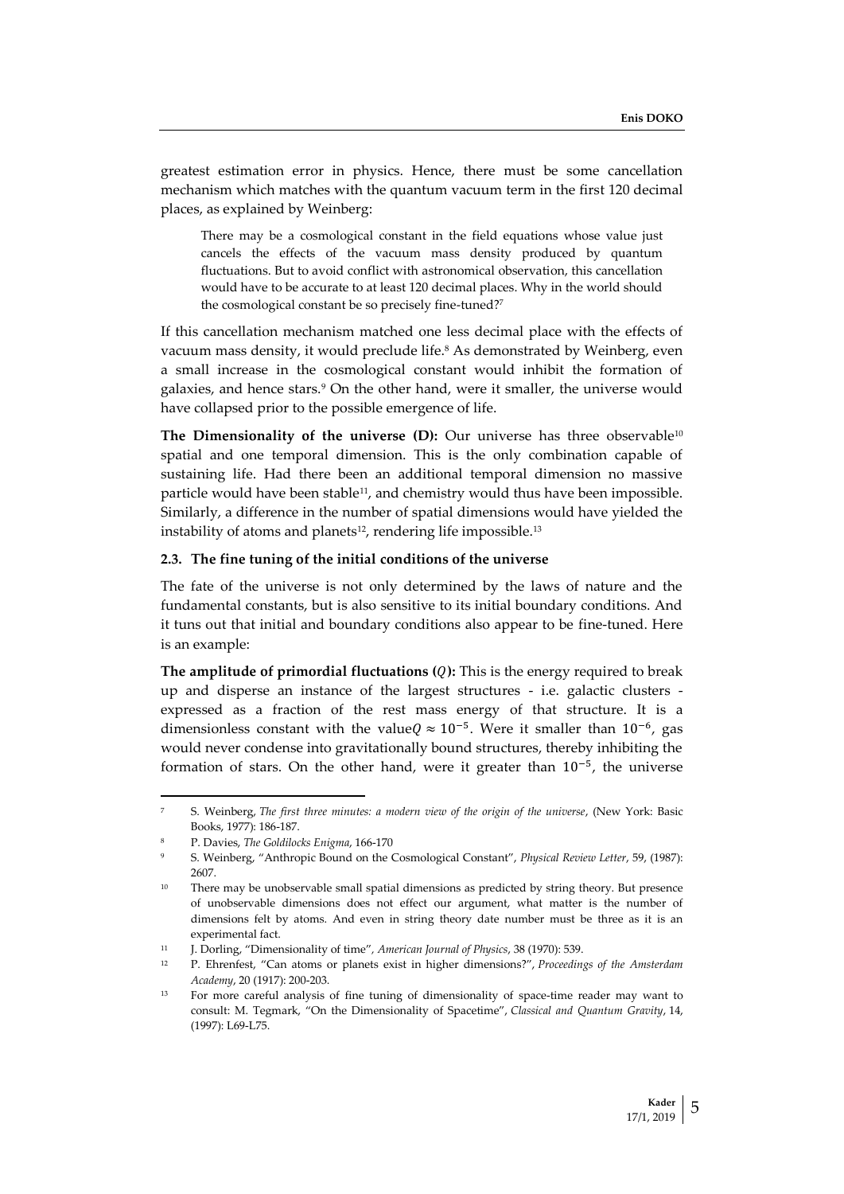greatest estimation error in physics. Hence, there must be some cancellation mechanism which matches with the quantum vacuum term in the first 120 decimal places, as explained by Weinberg:

> There may be a cosmological constant in the field equations whose value just cancels the effects of the vacuum mass density produced by quantum fluctuations. But to avoid conflict with astronomical observation, this cancellation would have to be accurate to at least 120 decimal places. Why in the world should the cosmological constant be so precisely fine-tuned?[7]

If this cancellation mechanism matched one less decimal place with the effects of vacuum mass density, it would preclude life.[8] As demonstrated by Weinberg, even a small increase in the cosmological constant would inhibit the formation of galaxies, and hence stars.[9] On the other hand, were it smaller, the universe would have collapsed prior to the possible emergence of life.

**The Dimensionality of the universe (D):** Our universe has three observable[10] spatial and one temporal dimension. This is the only combination capable of sustaining life. Had there been an additional temporal dimension no massive particle would have been stable[11], and chemistry would thus have been impossible. Similarly, a difference in the number of spatial dimensions would have yielded the instability of atoms and planets[12], rendering life impossible.[13]

### 2.3. The fine tuning of the initial conditions of the universe

The fate of the universe is not only determined by the laws of nature and the fundamental constants, but is also sensitive to its initial boundary conditions. And it tuns out that initial and boundary conditions also appear to be fine-tuned. Here is an example:

**The amplitude of primordial fluctuations ($Q$):** This is the energy required to break up and disperse an instance of the largest structures - i.e. galactic clusters - expressed as a fraction of the rest mass energy of that structure. It is a dimensionless constant with the value$Q \approx 10^{-5}$. Were it smaller than $10^{-6}$, gas would never condense into gravitationally bound structures, thereby inhibiting the formation of stars. On the other hand, were it greater than $10^{-5}$, the universe

---

[7] S. Weinberg, *The first three minutes: a modern view of the origin of the universe*, (New York: Basic Books, 1977): 186-187.

[8] P. Davies, *The Goldilocks Enigma*, 166-170

[9] S. Weinberg, "Anthropic Bound on the Cosmological Constant", *Physical Review Letter*, 59, (1987): 2607.

[10] There may be unobservable small spatial dimensions as predicted by string theory. But presence of unobservable dimensions does not effect our argument, what matter is the number of dimensions felt by atoms. And even in string theory date number must be three as it is an experimental fact.

[11] J. Dorling, "Dimensionality of time", *American Journal of Physics*, 38 (1970): 539.

[12] P. Ehrenfest, "Can atoms or planets exist in higher dimensions?", *Proceedings of the Amsterdam Academy*, 20 (1917): 200-203.

[13] For more careful analysis of fine tuning of dimensionality of space-time reader may want to consult: M. Tegmark, "On the Dimensionality of Spacetime", *Classical and Quantum Gravity*, 14, (1997): L69-L75.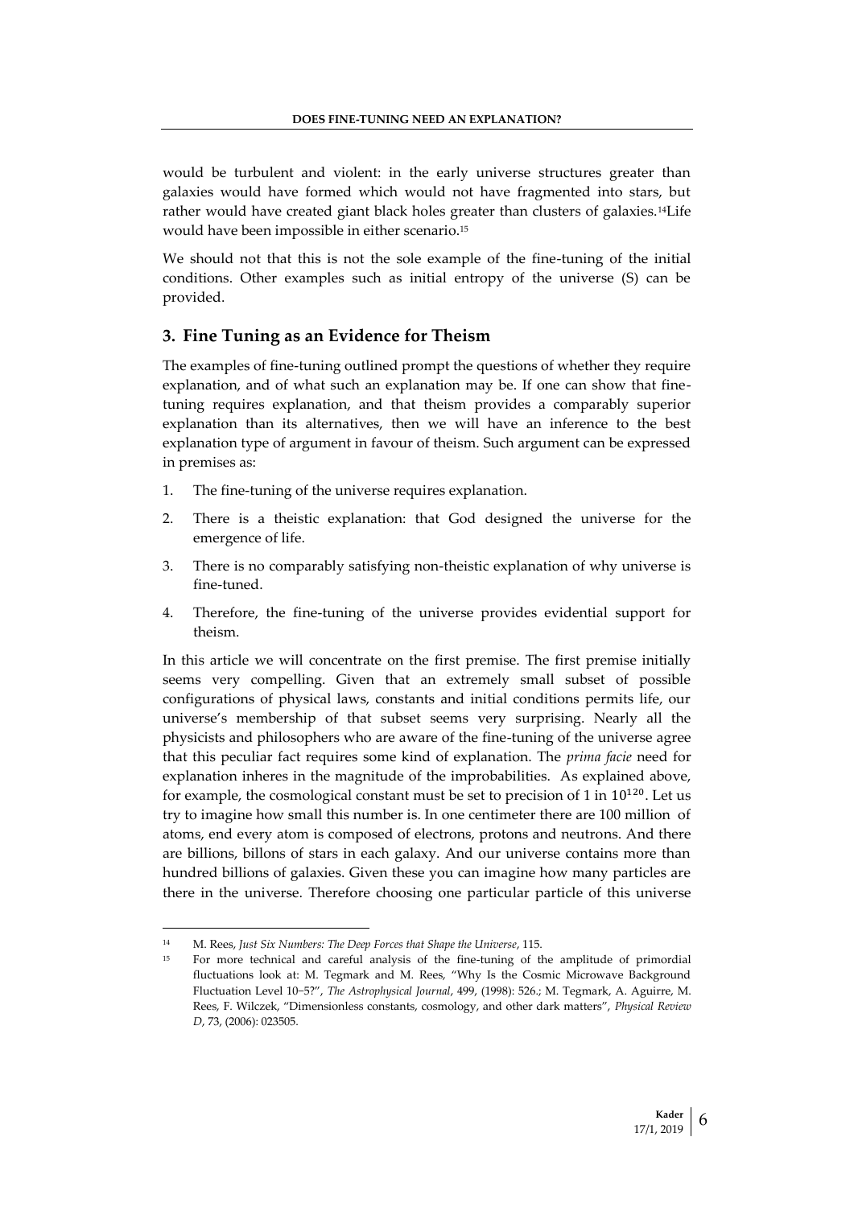would be turbulent and violent: in the early universe structures greater than galaxies would have formed which would not have fragmented into stars, but rather would have created giant black holes greater than clusters of galaxies.[14]Life would have been impossible in either scenario.[15]

We should not that this is not the sole example of the fine-tuning of the initial conditions. Other examples such as initial entropy of the universe (S) can be provided.

## 3. Fine Tuning as an Evidence for Theism

The examples of fine-tuning outlined prompt the questions of whether they require explanation, and of what such an explanation may be. If one can show that fine-tuning requires explanation, and that theism provides a comparably superior explanation than its alternatives, then we will have an inference to the best explanation type of argument in favour of theism. Such argument can be expressed in premises as:

1. The fine-tuning of the universe requires explanation.
2. There is a theistic explanation: that God designed the universe for the emergence of life.
3. There is no comparably satisfying non-theistic explanation of why universe is fine-tuned.
4. Therefore, the fine-tuning of the universe provides evidential support for theism.

In this article we will concentrate on the first premise. The first premise initially seems very compelling. Given that an extremely small subset of possible configurations of physical laws, constants and initial conditions permits life, our universe's membership of that subset seems very surprising. Nearly all the physicists and philosophers who are aware of the fine-tuning of the universe agree that this peculiar fact requires some kind of explanation. The *prima facie* need for explanation inheres in the magnitude of the improbabilities. As explained above, for example, the cosmological constant must be set to precision of 1 in $10^{120}$. Let us try to imagine how small this number is. In one centimeter there are 100 million of atoms, end every atom is composed of electrons, protons and neutrons. And there are billions, billons of stars in each galaxy. And our universe contains more than hundred billions of galaxies. Given these you can imagine how many particles are there in the universe. Therefore choosing one particular particle of this universe

---

[14] M. Rees, *Just Six Numbers: The Deep Forces that Shape the Universe*, 115.

[15] For more technical and careful analysis of the fine-tuning of the amplitude of primordial fluctuations look at: M. Tegmark and M. Rees, "Why Is the Cosmic Microwave Background Fluctuation Level 10−5?", *The Astrophysical Journal*, 499, (1998): 526.; M. Tegmark, A. Aguirre, M. Rees, F. Wilczek, "Dimensionless constants, cosmology, and other dark matters", *Physical Review D*, 73, (2006): 023505.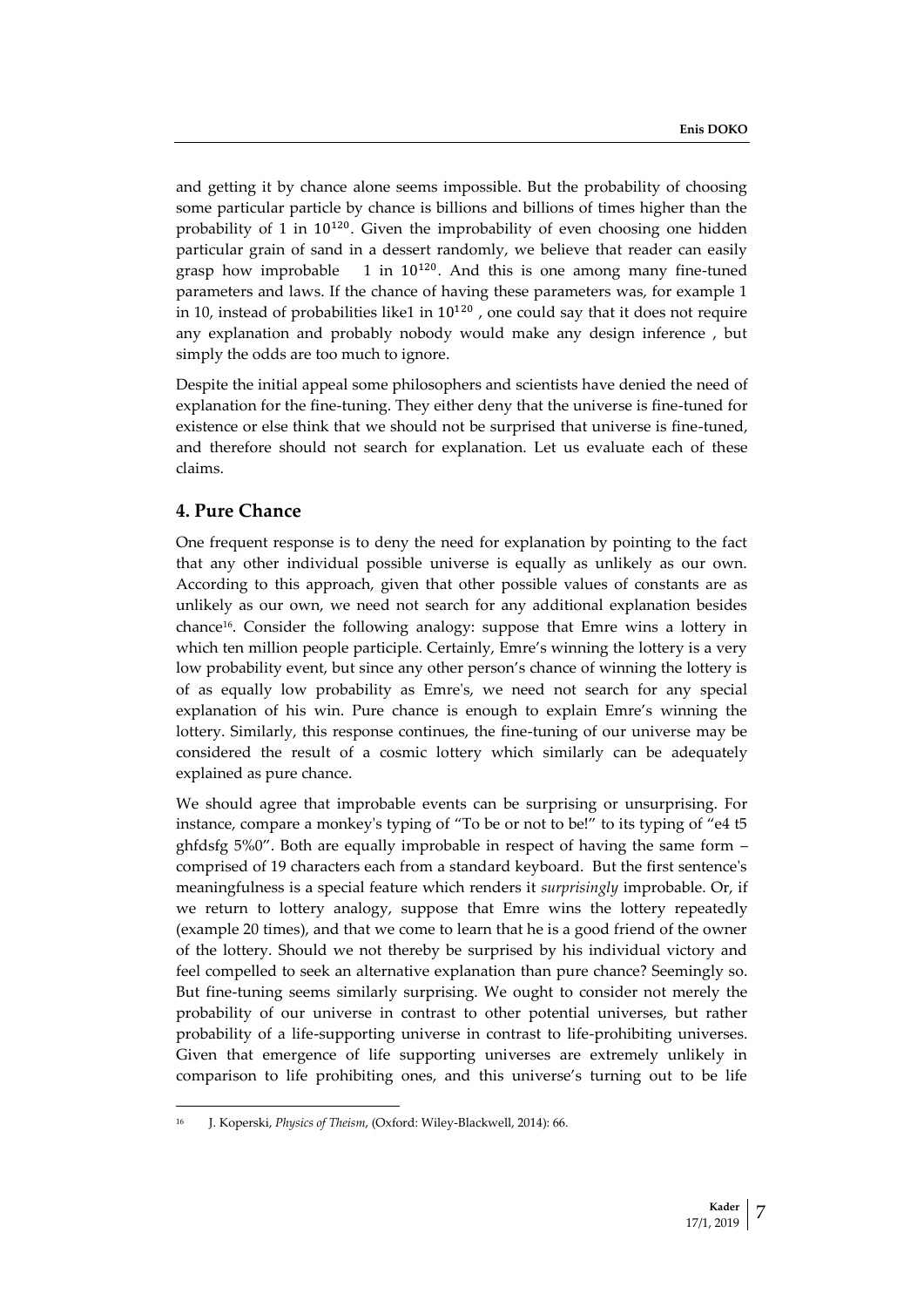and getting it by chance alone seems impossible. But the probability of choosing some particular particle by chance is billions and billions of times higher than the probability of 1 in $10^{120}$. Given the improbability of even choosing one hidden particular grain of sand in a dessert randomly, we believe that reader can easily grasp how improbable 1 in $10^{120}$. And this is one among many fine-tuned parameters and laws. If the chance of having these parameters was, for example 1 in 10, instead of probabilities like1 in $10^{120}$ , one could say that it does not require any explanation and probably nobody would make any design inference , but simply the odds are too much to ignore.

Despite the initial appeal some philosophers and scientists have denied the need of explanation for the fine-tuning. They either deny that the universe is fine-tuned for existence or else think that we should not be surprised that universe is fine-tuned, and therefore should not search for explanation. Let us evaluate each of these claims.

## 4. Pure Chance

One frequent response is to deny the need for explanation by pointing to the fact that any other individual possible universe is equally as unlikely as our own. According to this approach, given that other possible values of constants are as unlikely as our own, we need not search for any additional explanation besides chance[16]. Consider the following analogy: suppose that Emre wins a lottery in which ten million people participate. Certainly, Emre's winning the lottery is a very low probability event, but since any other person's chance of winning the lottery is of as equally low probability as Emre's, we need not search for any special explanation of his win. Pure chance is enough to explain Emre's winning the lottery. Similarly, this response continues, the fine-tuning of our universe may be considered the result of a cosmic lottery which similarly can be adequately explained as pure chance.

We should agree that improbable events can be surprising or unsurprising. For instance, compare a monkey's typing of "To be or not to be!" to its typing of "e4 t5 ghfdsfg 5%0". Both are equally improbable in respect of having the same form – comprised of 19 characters each from a standard keyboard. But the first sentence's meaningfulness is a special feature which renders it *surprisingly* improbable. Or, if we return to lottery analogy, suppose that Emre wins the lottery repeatedly (example 20 times), and that we come to learn that he is a good friend of the owner of the lottery. Should we not thereby be surprised by his individual victory and feel compelled to seek an alternative explanation than pure chance? Seemingly so. But fine-tuning seems similarly surprising. We ought to consider not merely the probability of our universe in contrast to other potential universes, but rather probability of a life-supporting universe in contrast to life-prohibiting universes. Given that emergence of life supporting universes are extremely unlikely in comparison to life prohibiting ones, and this universe's turning out to be life

---

[16] J. Koperski, *Physics of Theism*, (Oxford: Wiley-Blackwell, 2014): 66.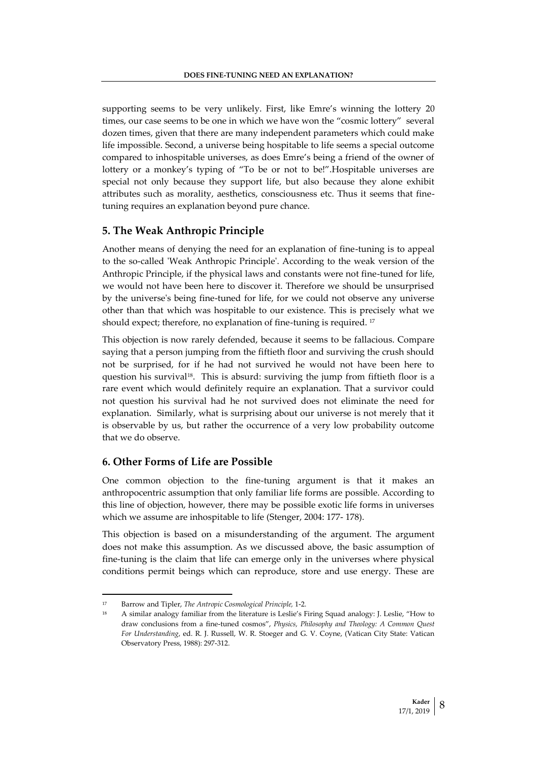supporting seems to be very unlikely. First, like Emre's winning the lottery 20 times, our case seems to be one in which we have won the "cosmic lottery" several dozen times, given that there are many independent parameters which could make life impossible. Second, a universe being hospitable to life seems a special outcome compared to inhospitable universes, as does Emre's being a friend of the owner of lottery or a monkey's typing of "To be or not to be!".Hospitable universes are special not only because they support life, but also because they alone exhibit attributes such as morality, aesthetics, consciousness etc. Thus it seems that fine-tuning requires an explanation beyond pure chance.

## 5. The Weak Anthropic Principle

Another means of denying the need for an explanation of fine-tuning is to appeal to the so-called 'Weak Anthropic Principle'. According to the weak version of the Anthropic Principle, if the physical laws and constants were not fine-tuned for life, we would not have been here to discover it. Therefore we should be unsurprised by the universe's being fine-tuned for life, for we could not observe any universe other than that which was hospitable to our existence. This is precisely what we should expect; therefore, no explanation of fine-tuning is required. [17]

This objection is now rarely defended, because it seems to be fallacious. Compare saying that a person jumping from the fiftieth floor and surviving the crush should not be surprised, for if he had not survived he would not have been here to question his survival[18]. This is absurd: surviving the jump from fiftieth floor is a rare event which would definitely require an explanation. That a survivor could not question his survival had he not survived does not eliminate the need for explanation. Similarly, what is surprising about our universe is not merely that it is observable by us, but rather the occurrence of a very low probability outcome that we do observe.

## 6. Other Forms of Life are Possible

One common objection to the fine-tuning argument is that it makes an anthropocentric assumption that only familiar life forms are possible. According to this line of objection, however, there may be possible exotic life forms in universes which we assume are inhospitable to life (Stenger, 2004: 177- 178).

This objection is based on a misunderstanding of the argument. The argument does not make this assumption. As we discussed above, the basic assumption of fine-tuning is the claim that life can emerge only in the universes where physical conditions permit beings which can reproduce, store and use energy. These are

---

[17] Barrow and Tipler, *The Antropic Cosmological Principle,* 1-2.

[18] A similar analogy familiar from the literature is Leslie's Firing Squad analogy: J. Leslie, "How to draw conclusions from a fine-tuned cosmos", *Physics, Philosophy and Theology: A Common Quest For Understanding*, ed. R. J. Russell, W. R. Stoeger and G. V. Coyne, (Vatican City State: Vatican Observatory Press, 1988): 297-312.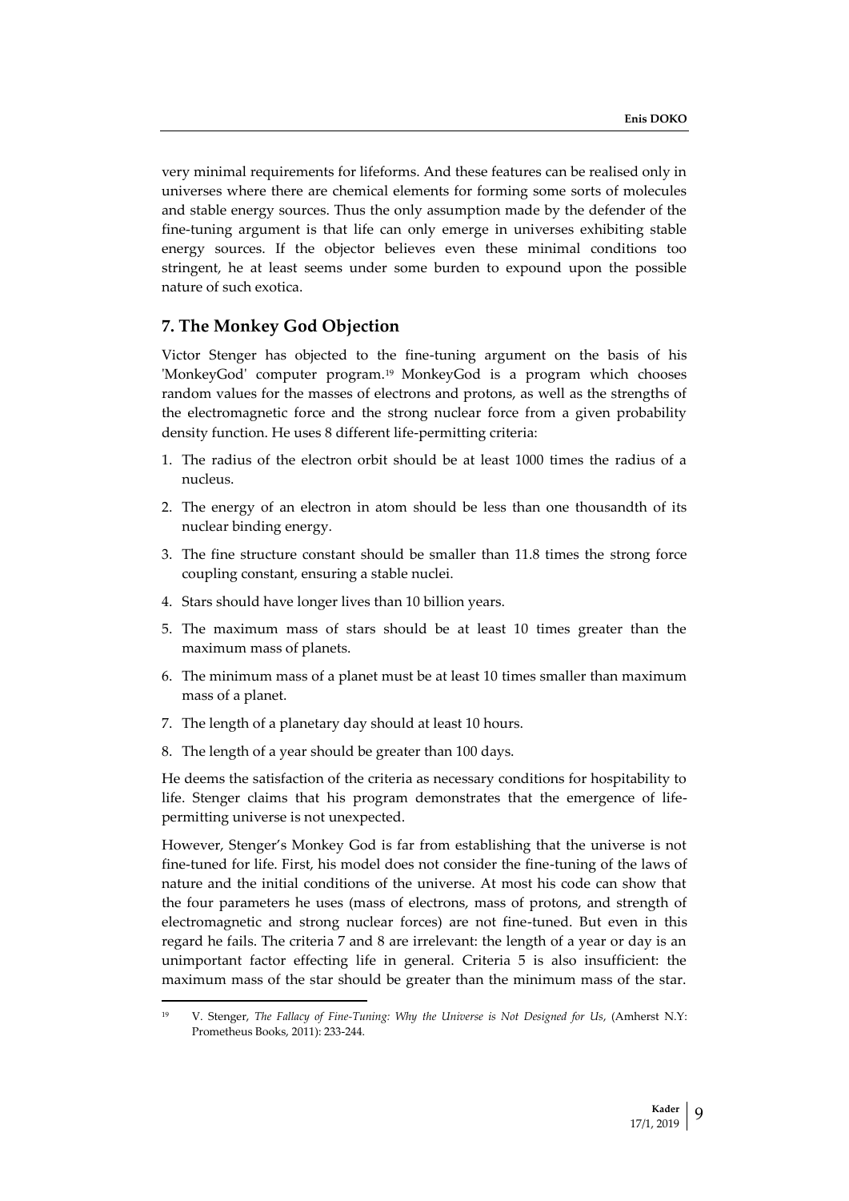very minimal requirements for lifeforms. And these features can be realised only in universes where there are chemical elements for forming some sorts of molecules and stable energy sources. Thus the only assumption made by the defender of the fine-tuning argument is that life can only emerge in universes exhibiting stable energy sources. If the objector believes even these minimal conditions too stringent, he at least seems under some burden to expound upon the possible nature of such exotica.

## 7. The Monkey God Objection

Victor Stenger has objected to the fine-tuning argument on the basis of his 'MonkeyGod' computer program.[19] MonkeyGod is a program which chooses random values for the masses of electrons and protons, as well as the strengths of the electromagnetic force and the strong nuclear force from a given probability density function. He uses 8 different life-permitting criteria:

1. The radius of the electron orbit should be at least 1000 times the radius of a nucleus.
2. The energy of an electron in atom should be less than one thousandth of its nuclear binding energy.
3. The fine structure constant should be smaller than 11.8 times the strong force coupling constant, ensuring a stable nuclei.
4. Stars should have longer lives than 10 billion years.
5. The maximum mass of stars should be at least 10 times greater than the maximum mass of planets.
6. The minimum mass of a planet must be at least 10 times smaller than maximum mass of a planet.
7. The length of a planetary day should at least 10 hours.
8. The length of a year should be greater than 100 days.

He deems the satisfaction of the criteria as necessary conditions for hospitability to life. Stenger claims that his program demonstrates that the emergence of life-permitting universe is not unexpected.

However, Stenger's Monkey God is far from establishing that the universe is not fine-tuned for life. First, his model does not consider the fine-tuning of the laws of nature and the initial conditions of the universe. At most his code can show that the four parameters he uses (mass of electrons, mass of protons, and strength of electromagnetic and strong nuclear forces) are not fine-tuned. But even in this regard he fails. The criteria 7 and 8 are irrelevant: the length of a year or day is an unimportant factor effecting life in general. Criteria 5 is also insufficient: the maximum mass of the star should be greater than the minimum mass of the star.

---

[19] V. Stenger, *The Fallacy of Fine-Tuning: Why the Universe is Not Designed for Us*, (Amherst N.Y: Prometheus Books, 2011): 233-244.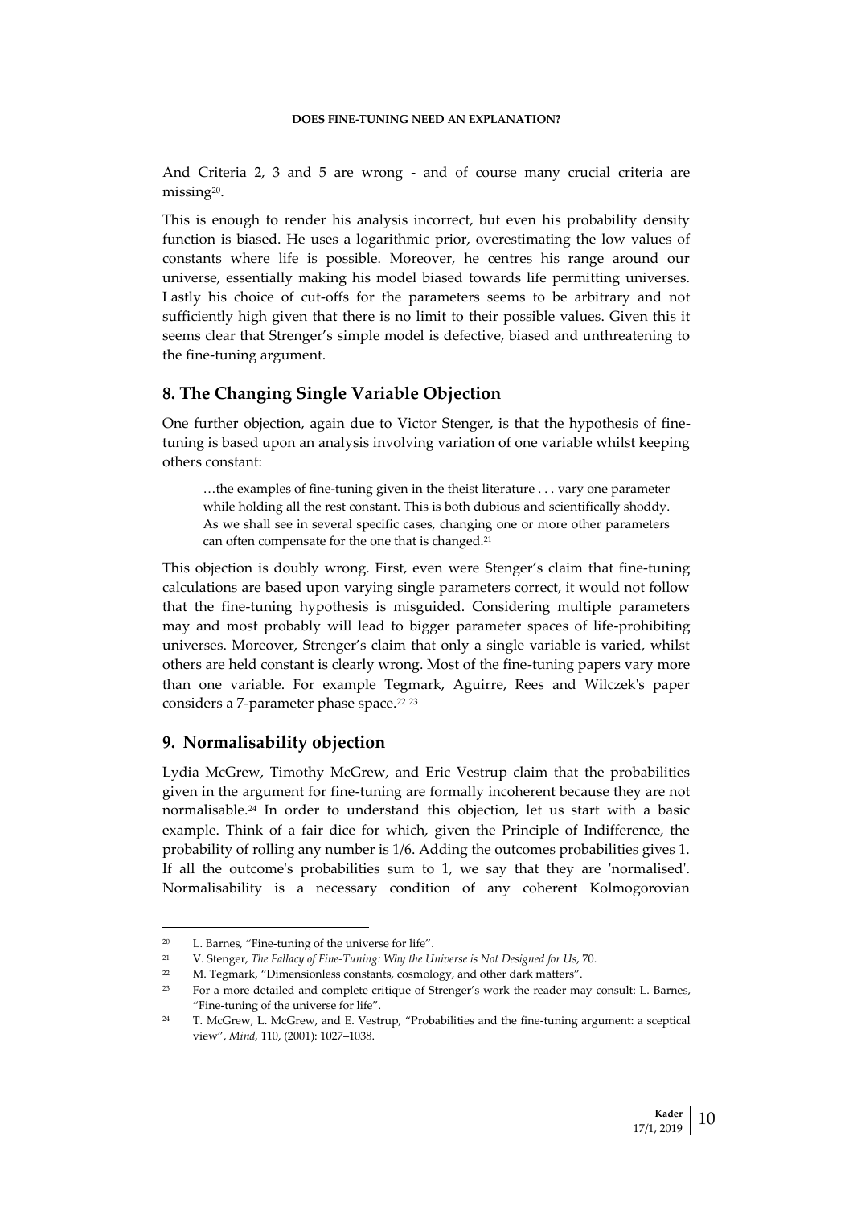And Criteria 2, 3 and 5 are wrong - and of course many crucial criteria are missing[20].

This is enough to render his analysis incorrect, but even his probability density function is biased. He uses a logarithmic prior, overestimating the low values of constants where life is possible. Moreover, he centres his range around our universe, essentially making his model biased towards life permitting universes. Lastly his choice of cut-offs for the parameters seems to be arbitrary and not sufficiently high given that there is no limit to their possible values. Given this it seems clear that Strenger's simple model is defective, biased and unthreatening to the fine-tuning argument.

## 8. The Changing Single Variable Objection

One further objection, again due to Victor Stenger, is that the hypothesis of fine-tuning is based upon an analysis involving variation of one variable whilst keeping others constant:

> …the examples of fine-tuning given in the theist literature . . . vary one parameter while holding all the rest constant. This is both dubious and scientifically shoddy. As we shall see in several specific cases, changing one or more other parameters can often compensate for the one that is changed.[21]

This objection is doubly wrong. First, even were Stenger's claim that fine-tuning calculations are based upon varying single parameters correct, it would not follow that the fine-tuning hypothesis is misguided. Considering multiple parameters may and most probably will lead to bigger parameter spaces of life-prohibiting universes. Moreover, Strenger's claim that only a single variable is varied, whilst others are held constant is clearly wrong. Most of the fine-tuning papers vary more than one variable. For example Tegmark, Aguirre, Rees and Wilczek's paper considers a 7-parameter phase space.[22] [23]

## 9. Normalisability objection

Lydia McGrew, Timothy McGrew, and Eric Vestrup claim that the probabilities given in the argument for fine-tuning are formally incoherent because they are not normalisable.[24] In order to understand this objection, let us start with a basic example. Think of a fair dice for which, given the Principle of Indifference, the probability of rolling any number is 1/6. Adding the outcomes probabilities gives 1. If all the outcome's probabilities sum to 1, we say that they are 'normalised'. Normalisability is a necessary condition of any coherent Kolmogorovian

---

[20] L. Barnes, "Fine-tuning of the universe for life".

[21] V. Stenger, *The Fallacy of Fine-Tuning: Why the Universe is Not Designed for Us*, 70.

[22] M. Tegmark, "Dimensionless constants, cosmology, and other dark matters".

[23] For a more detailed and complete critique of Strenger's work the reader may consult: L. Barnes, "Fine-tuning of the universe for life".

[24] T. McGrew, L. McGrew, and E. Vestrup, "Probabilities and the fine-tuning argument: a sceptical view", *Mind*, 110, (2001): 1027–1038.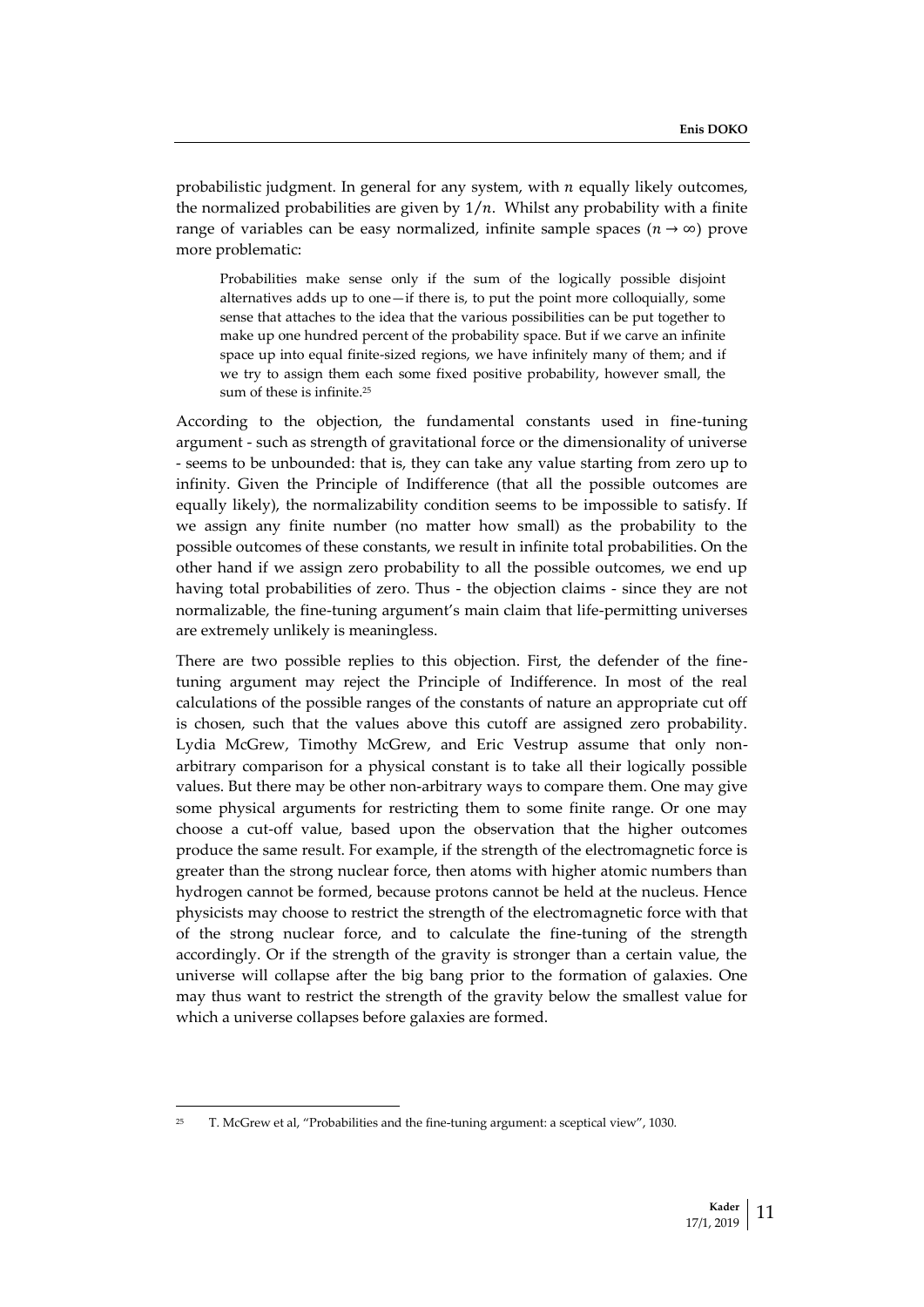probabilistic judgment. In general for any system, with $n$ equally likely outcomes, the normalized probabilities are given by $1/n$. Whilst any probability with a finite range of variables can be easy normalized, infinite sample spaces ($n \rightarrow \infty$) prove more problematic:

> Probabilities make sense only if the sum of the logically possible disjoint alternatives adds up to one—if there is, to put the point more colloquially, some sense that attaches to the idea that the various possibilities can be put together to make up one hundred percent of the probability space. But if we carve an infinite space up into equal finite-sized regions, we have infinitely many of them; and if we try to assign them each some fixed positive probability, however small, the sum of these is infinite.[25]

According to the objection, the fundamental constants used in fine-tuning argument - such as strength of gravitational force or the dimensionality of universe - seems to be unbounded: that is, they can take any value starting from zero up to infinity. Given the Principle of Indifference (that all the possible outcomes are equally likely), the normalizability condition seems to be impossible to satisfy. If we assign any finite number (no matter how small) as the probability to the possible outcomes of these constants, we result in infinite total probabilities. On the other hand if we assign zero probability to all the possible outcomes, we end up having total probabilities of zero. Thus - the objection claims - since they are not normalizable, the fine-tuning argument's main claim that life-permitting universes are extremely unlikely is meaningless.

There are two possible replies to this objection. First, the defender of the fine-tuning argument may reject the Principle of Indifference. In most of the real calculations of the possible ranges of the constants of nature an appropriate cut off is chosen, such that the values above this cutoff are assigned zero probability. Lydia McGrew, Timothy McGrew, and Eric Vestrup assume that only non-arbitrary comparison for a physical constant is to take all their logically possible values. But there may be other non-arbitrary ways to compare them. One may give some physical arguments for restricting them to some finite range. Or one may choose a cut-off value, based upon the observation that the higher outcomes produce the same result. For example, if the strength of the electromagnetic force is greater than the strong nuclear force, then atoms with higher atomic numbers than hydrogen cannot be formed, because protons cannot be held at the nucleus. Hence physicists may choose to restrict the strength of the electromagnetic force with that of the strong nuclear force, and to calculate the fine-tuning of the strength accordingly. Or if the strength of the gravity is stronger than a certain value, the universe will collapse after the big bang prior to the formation of galaxies. One may thus want to restrict the strength of the gravity below the smallest value for which a universe collapses before galaxies are formed.

---

[25] T. McGrew et al, "Probabilities and the fine-tuning argument: a sceptical view", 1030.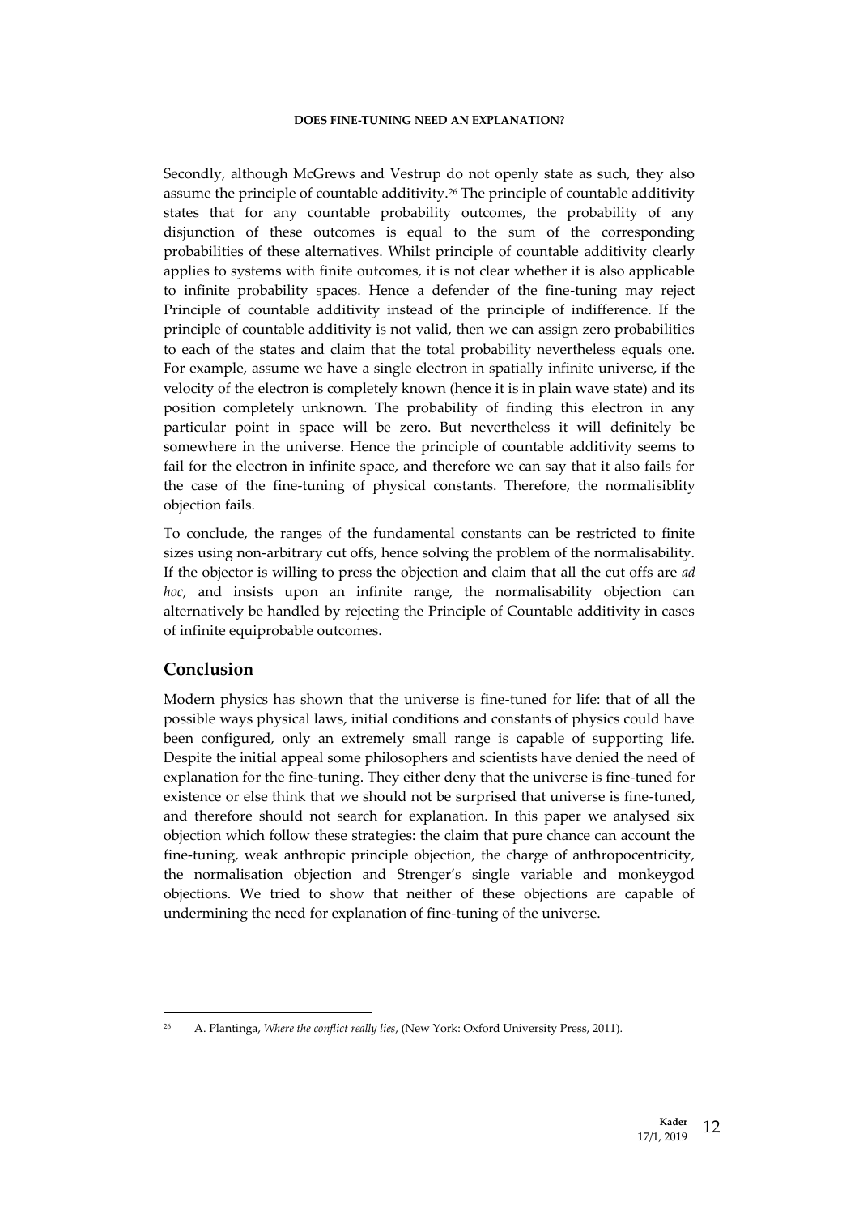Secondly, although McGrews and Vestrup do not openly state as such, they also assume the principle of countable additivity.[26] The principle of countable additivity states that for any countable probability outcomes, the probability of any disjunction of these outcomes is equal to the sum of the corresponding probabilities of these alternatives. Whilst principle of countable additivity clearly applies to systems with finite outcomes, it is not clear whether it is also applicable to infinite probability spaces. Hence a defender of the fine-tuning may reject Principle of countable additivity instead of the principle of indifference. If the principle of countable additivity is not valid, then we can assign zero probabilities to each of the states and claim that the total probability nevertheless equals one. For example, assume we have a single electron in spatially infinite universe, if the velocity of the electron is completely known (hence it is in plain wave state) and its position completely unknown. The probability of finding this electron in any particular point in space will be zero. But nevertheless it will definitely be somewhere in the universe. Hence the principle of countable additivity seems to fail for the electron in infinite space, and therefore we can say that it also fails for the case of the fine-tuning of physical constants. Therefore, the normalisiblity objection fails.

To conclude, the ranges of the fundamental constants can be restricted to finite sizes using non-arbitrary cut offs, hence solving the problem of the normalisability. If the objector is willing to press the objection and claim that all the cut offs are *ad hoc*, and insists upon an infinite range, the normalisability objection can alternatively be handled by rejecting the Principle of Countable additivity in cases of infinite equiprobable outcomes.

## Conclusion

Modern physics has shown that the universe is fine-tuned for life: that of all the possible ways physical laws, initial conditions and constants of physics could have been configured, only an extremely small range is capable of supporting life. Despite the initial appeal some philosophers and scientists have denied the need of explanation for the fine-tuning. They either deny that the universe is fine-tuned for existence or else think that we should not be surprised that universe is fine-tuned, and therefore should not search for explanation. In this paper we analysed six objection which follow these strategies: the claim that pure chance can account the fine-tuning, weak anthropic principle objection, the charge of anthropocentricity, the normalisation objection and Strenger's single variable and monkeygod objections. We tried to show that neither of these objections are capable of undermining the need for explanation of fine-tuning of the universe.

---

[26] A. Plantinga, *Where the conflict really lies*, (New York: Oxford University Press, 2011).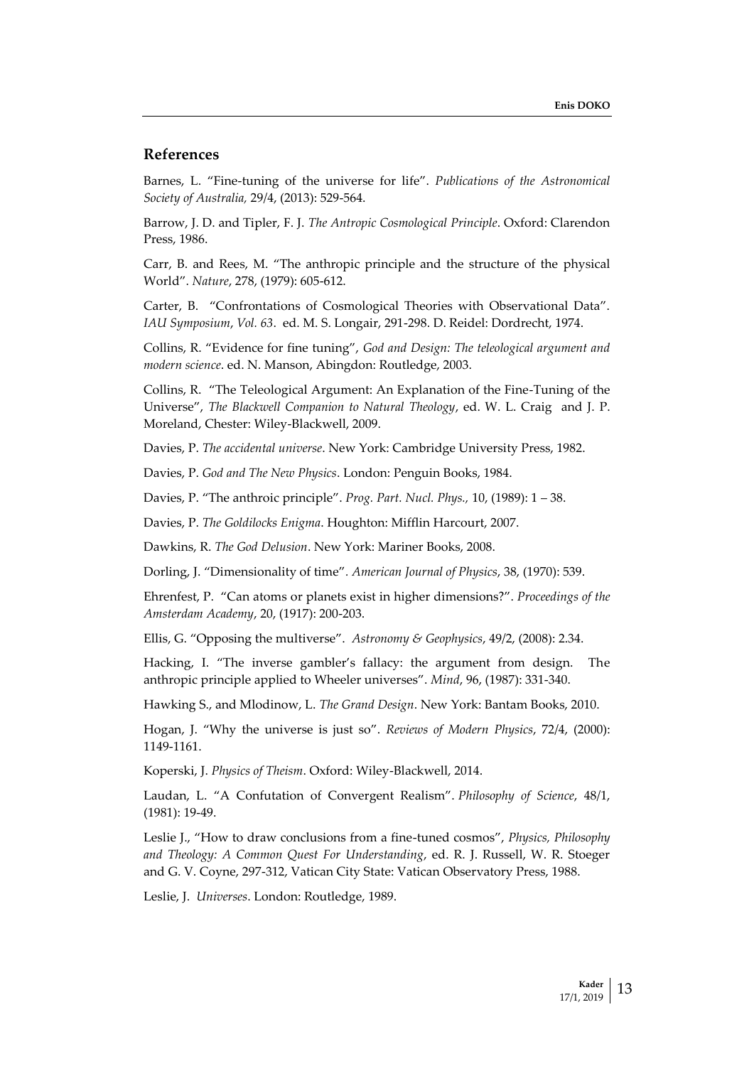## References

Barnes, L. "Fine-tuning of the universe for life". *Publications of the Astronomical Society of Australia,* 29/4, (2013): 529-564.

Barrow, J. D. and Tipler, F. J. *The Antropic Cosmological Principle*. Oxford: Clarendon Press, 1986.

Carr, B. and Rees, M. "The anthropic principle and the structure of the physical World". *Nature*, 278, (1979): 605-612.

Carter, B. "Confrontations of Cosmological Theories with Observational Data". *IAU Symposium*, *Vol. 63*. ed. M. S. Longair, 291-298. D. Reidel: Dordrecht, 1974.

Collins, R. "Evidence for fine tuning", *God and Design: The teleological argument and modern science*. ed. N. Manson, Abingdon: Routledge, 2003.

Collins, R. "The Teleological Argument: An Explanation of the Fine-Tuning of the Universe", *The Blackwell Companion to Natural Theology*, ed. W. L. Craig and J. P. Moreland, Chester: Wiley-Blackwell, 2009.

Davies, P. *The accidental universe*. New York: Cambridge University Press, 1982.

Davies, P. *God and The New Physics*. London: Penguin Books, 1984.

Davies, P. "The anthroic principle". *Prog. Part. Nucl. Phys.,* 10, (1989): 1 – 38.

Davies, P. *The Goldilocks Enigma*. Houghton: Mifflin Harcourt, 2007.

Dawkins, R. *The God Delusion*. New York: Mariner Books, 2008.

Dorling, J. "Dimensionality of time". *American Journal of Physics*, 38, (1970): 539.

Ehrenfest, P. "Can atoms or planets exist in higher dimensions?". *Proceedings of the Amsterdam Academy*, 20, (1917): 200-203.

Ellis, G. "Opposing the multiverse". *Astronomy & Geophysics*, 49/2, (2008): 2.34.

Hacking, I. "The inverse gambler's fallacy: the argument from design. The anthropic principle applied to Wheeler universes". *Mind*, 96, (1987): 331-340.

Hawking S., and Mlodinow, L. *The Grand Design*. New York: Bantam Books, 2010.

Hogan, J. "Why the universe is just so". *Reviews of Modern Physics*, 72/4, (2000): 1149-1161.

Koperski, J. *Physics of Theism*. Oxford: Wiley-Blackwell, 2014.

Laudan, L. "A Confutation of Convergent Realism". *Philosophy of Science*, 48/1, (1981): 19-49.

Leslie J., "How to draw conclusions from a fine-tuned cosmos", *Physics, Philosophy and Theology: A Common Quest For Understanding*, ed. R. J. Russell, W. R. Stoeger and G. V. Coyne, 297-312, Vatican City State: Vatican Observatory Press, 1988.

Leslie, J. *Universes*. London: Routledge, 1989.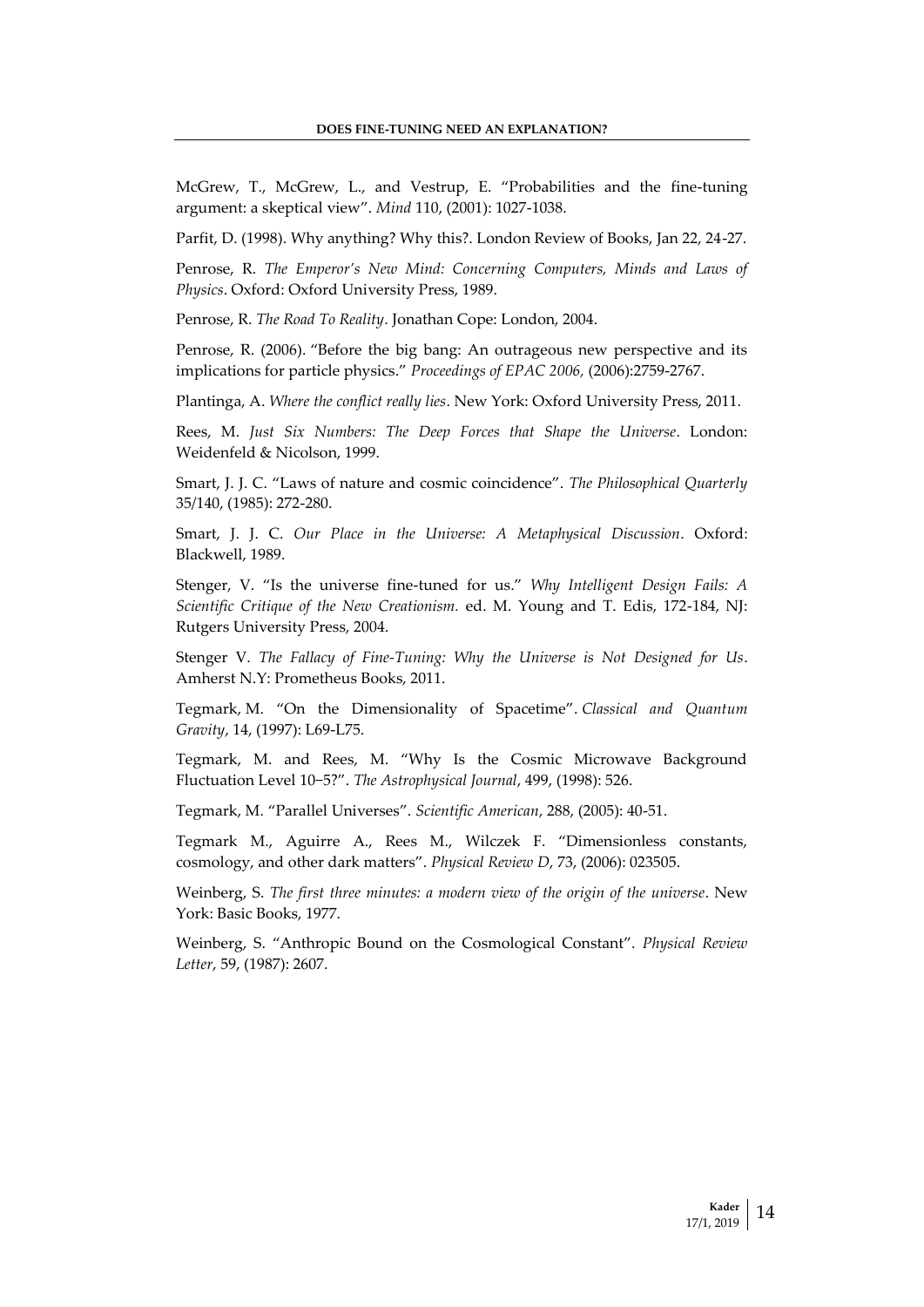McGrew, T., McGrew, L., and Vestrup, E. "Probabilities and the fine-tuning argument: a skeptical view". *Mind* 110, (2001): 1027-1038.

Parfit, D. (1998). Why anything? Why this?. London Review of Books, Jan 22, 24-27.

Penrose, R. *The Emperor's New Mind: Concerning Computers, Minds and Laws of Physics*. Oxford: Oxford University Press, 1989.

Penrose, R. *The Road To Reality*. Jonathan Cope: London, 2004.

Penrose, R. (2006). "Before the big bang: An outrageous new perspective and its implications for particle physics." *Proceedings of EPAC 2006,* (2006):2759-2767.

Plantinga, A. *Where the conflict really lies*. New York: Oxford University Press, 2011.

Rees, M. *Just Six Numbers: The Deep Forces that Shape the Universe*. London: Weidenfeld & Nicolson, 1999.

Smart, J. J. C. "Laws of nature and cosmic coincidence". *The Philosophical Quarterly* 35/140, (1985): 272-280.

Smart, J. J. C. *Our Place in the Universe: A Metaphysical Discussion*. Oxford: Blackwell, 1989.

Stenger, V. "Is the universe fine-tuned for us." *Why Intelligent Design Fails: A Scientific Critique of the New Creationism.* ed. M. Young and T. Edis, 172-184, NJ: Rutgers University Press, 2004.

Stenger V. *The Fallacy of Fine-Tuning: Why the Universe is Not Designed for Us*. Amherst N.Y: Prometheus Books, 2011.

Tegmark, M. "On the Dimensionality of Spacetime". *Classical and Quantum Gravity*, 14, (1997): L69-L75.

Tegmark, M. and Rees, M. "Why Is the Cosmic Microwave Background Fluctuation Level 10−5?". *The Astrophysical Journal*, 499, (1998): 526.

Tegmark, M. "Parallel Universes". *Scientific American*, 288, (2005): 40-51.

Tegmark M., Aguirre A., Rees M., Wilczek F. "Dimensionless constants, cosmology, and other dark matters". *Physical Review D*, 73, (2006): 023505.

Weinberg, S. *The first three minutes: a modern view of the origin of the universe*. New York: Basic Books, 1977.

Weinberg, S. "Anthropic Bound on the Cosmological Constant". *Physical Review Letter*, 59, (1987): 2607.